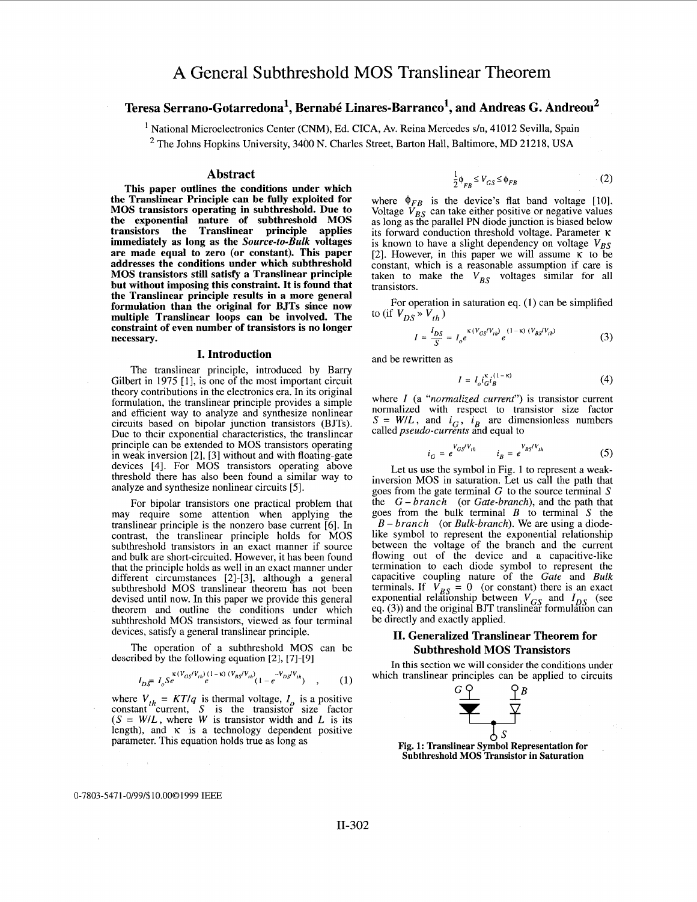# A General Subthreshold MOS Translinear Theorem

**Teresa Serrano-Gotarredona[1], Bernabé Linares-Barranco[1], and Andreas G. Andreou[2]**

[1] National Microelectronics Center (CNM), Ed. CICA, Av. Reina Mercedes s/n, 41012 Sevilla, Spain
[2] The Johns Hopkins University, 3400 N. Charles Street, Barton Hall, Baltimore, MD 21218, USA

## Abstract

**This paper outlines the conditions under which the Translinear Principle can be fully exploited for MOS transistors operating in subthreshold. Due to the exponential nature of subthreshold MOS transistors the Translinear principle applies immediately as long as the *Source-to-Bulk* voltages are made equal to zero (or constant). This paper addresses the conditions under which subthreshold MOS transistors still satisfy a Translinear principle but without imposing this constraint. It is found that the Translinear principle results in a more general formulation than the original for BJTs since now multiple Translinear loops can be involved. The constraint of even number of transistors is no longer necessary.**

## I. Introduction

The translinear principle, introduced by Barry Gilbert in 1975 [1], is one of the most important circuit theory contributions in the electronics era. In its original formulation, the translinear principle provides a simple and efficient way to analyze and synthesize nonlinear circuits based on bipolar junction transistors (BJTs). Due to their exponential characteristics, the translinear principle can be extended to MOS transistors operating in weak inversion [2], [3] without and with floating-gate devices [4]. For MOS transistors operating above threshold there has also been found a similar way to analyze and synthesize nonlinear circuits [5].

For bipolar transistors one practical problem that may require some attention when applying the translinear principle is the nonzero base current [6]. In contrast, the translinear principle holds for MOS subthreshold transistors in an exact manner if source and bulk are short-circuited. However, it has been found that the principle holds as well in an exact manner under different circumstances [2]-[3], although a general subthreshold MOS translinear theorem has not been devised until now. In this paper we provide this general theorem and outline the conditions under which subthreshold MOS transistors, viewed as four terminal devices, satisfy a general translinear principle.

The operation of a subthreshold MOS can be described by the following equation [2], [7]-[9]

$$I_{DS} = I_o S e^{\kappa (V_{GS}/V_{th})} e^{(1-\kappa)(V_{BS}/V_{th})} (1 - e^{-V_{DS}/V_{th}}) \quad , \qquad (1)$$

where $V_{th} = KT/q$ is thermal voltage, $I_o$ is a positive constant current, $S$ is the transistor size factor ($S = W/L$, where $W$ is transistor width and $L$ is its length), and $\kappa$ is a technology dependent positive parameter. This equation holds true as long as

$$\frac{1}{2}\phi_{FB} \le V_{GS} \le \phi_{FB} \qquad (2)$$

where $\phi_{FB}$ is the device's flat band voltage [10]. Voltage $V_{BS}$ can take either positive or negative values as long as the parallel PN diode junction is biased below its forward conduction threshold voltage. Parameter $\kappa$ is known to have a slight dependency on voltage $V_{BS}$ [2]. However, in this paper we will assume $\kappa$ to be constant, which is a reasonable assumption if care is taken to make the $V_{BS}$ voltages similar for all transistors.

For operation in saturation eq. (1) can be simplified to (if $V_{DS} \gg V_{th}$)

$$I = \frac{I_{DS}}{S} = I_o e^{\kappa (V_{GS}/V_{th})} e^{(1-\kappa)(V_{BS}/V_{th})} \qquad (3)$$

and be rewritten as

$$I = I_o i_G^{\kappa} i_B^{(1-\kappa)} \qquad (4)$$

where $I$ (a "*normalized current*") is transistor current normalized with respect to transistor size factor $S = W/L$, and $i_G$, $i_B$ are dimensionless numbers called *pseudo-currents* and equal to

$$i_G = e^{V_{GS}/V_{th}} \qquad i_B = e^{V_{BS}/V_{th}} \qquad (5)$$

Let us use the symbol in Fig. 1 to represent a weak-inversion MOS in saturation. Let us call the path that goes from the gate terminal $G$ to the source terminal $S$ the $G-branch$ (or *Gate-branch*), and the path that goes from the bulk terminal $B$ to terminal $S$ the $B-branch$ (or *Bulk-branch*). We are using a diode-like symbol to represent the exponential relationship between the voltage of the branch and the current flowing out of the device and a capacitive-like termination to each diode symbol to represent the capacitive coupling nature of the *Gate* and *Bulk* terminals. If $V_{BS} = 0$ (or constant) there is an exact exponential relationship between $V_{GS}$ and $I_{DS}$ (see eq. (3)) and the original BJT translinear formulation can be directly and exactly applied.

## II. Generalized Translinear Theorem for Subthreshold MOS Transistors

In this section we will consider the conditions under which translinear principles can be applied to circuits

**Fig. 1: Translinear Symbol Representation for Subthreshold MOS Transistor in Saturation**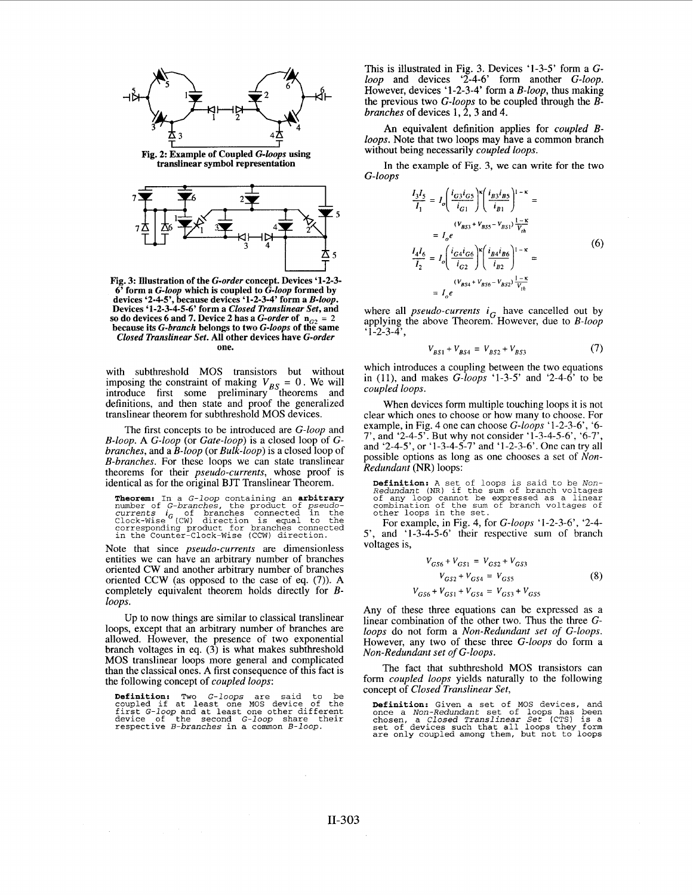Fig. 2: Example of Coupled *G-loops* using translinear symbol representation

Fig. 3: Illustration of the *G-order* concept. Devices '1-2-3-6' form a *G-loop* which is coupled to *G-loop* formed by devices '2-4-5', because devices '1-2-3-4' form a *B-loop*. Devices '1-2-3-4-5-6' form a *Closed Translinear Set*, and so do devices 6 and 7. Device 2 has a *G-order* of $n_{G2} = 2$ because its *G-branch* belongs to two *G-loops* of the same *Closed Translinear Set*. All other devices have *G-order* one.

with subthreshold MOS transistors but without imposing the constraint of making $V_{BS} = 0$. We will introduce first some preliminary theorems and definitions, and then state and proof the generalized translinear theorem for subthreshold MOS devices.

The first concepts to be introduced are *G-loop* and *B-loop*. A *G-loop* (or *Gate-loop*) is a closed loop of *G-branches*, and a *B-loop* (or *Bulk-loop*) is a closed loop of *B-branches*. For these loops we can state translinear theorems for their *pseudo-currents*, whose proof is identical as for the original BJT Translinear Theorem.

**Theorem:** In a *G-loop* containing an **arbitrary** number of *G-branches*, the product of *pseudo-currents* $i_G$ of branches connected in the Clock-Wise (CW) direction is equal to the corresponding product for branches connected in the Counter-Clock-Wise (CCW) direction.

Note that since *pseudo-currents* are dimensionless entities we can have an arbitrary number of branches oriented CW and another arbitrary number of branches oriented CCW (as opposed to the case of eq. (7)). A completely equivalent theorem holds directly for *B-loops*.

Up to now things are similar to classical translinear loops, except that an arbitrary number of branches are allowed. However, the presence of two exponential branch voltages in eq. (3) is what makes subthreshold MOS translinear loops more general and complicated than the classical ones. A first consequence of this fact is the following concept of *coupled loops*:

**Definition:** Two *G-loops* are said to be coupled if at least one MOS device of the first *G-loop* and at least one other different device of the second *G-loop* share their respective *B-branches* in a common *B-loop*.

This is illustrated in Fig. 3. Devices '1-3-5' form a *G-loop* and devices '2-4-6' form another *G-loop*. However, devices '1-2-3-4' form a *B-loop*, thus making the previous two *G-loops* to be coupled through the *B-branches* of devices 1, 2, 3 and 4.

An equivalent definition applies for *coupled B-loops*. Note that two loops may have a common branch without being necessarily *coupled loops*.

In the example of Fig. 3, we can write for the two *G-loops*

$$
\begin{aligned}
\frac{I_3 I_5}{I_1} &= I_o\left(\frac{i_{G3} i_{G5}}{i_{G1}}\right)^{\kappa}\left(\frac{i_{B3} i_{B5}}{i_{B1}}\right)^{1-\kappa} = \\
&= I_o e^{(V_{BS3}+V_{BS5}-V_{BS1})\frac{1-\kappa}{V_{th}}} \\
\frac{I_4 I_6}{I_2} &= I_o\left(\frac{i_{G4} i_{G6}}{i_{G2}}\right)^{\kappa}\left(\frac{i_{B4} i_{B6}}{i_{B2}}\right)^{1-\kappa} = \\
&= I_o e^{(V_{BS4}+V_{BS6}-V_{BS2})\frac{1-\kappa}{V_{th}}}
\end{aligned}
\tag{6}
$$

where all *pseudo-currents* $i_G$ have cancelled out by applying the above Theorem. However, due to *B-loop* '1-2-3-4',

$$
V_{BS1} + V_{BS4} = V_{BS2} + V_{BS3} \tag{7}
$$

which introduces a coupling between the two equations in (11), and makes *G-loops* '1-3-5' and '2-4-6' to be *coupled loops*.

When devices form multiple touching loops it is not clear which ones to choose or how many to choose. For example, in Fig. 4 one can choose *G-loops* '1-2-3-6', '6-7', and '2-4-5'. But why not consider '1-3-4-5-6', '6-7', and '2-4-5', or '1-3-4-5-7' and '1-2-3-6'. One can try all possible options as long as one chooses a set of *Non-Redundant* (NR) loops:

**Definition:** A set of loops is said to be *Non-Redundant* (NR) if the sum of branch voltages of any loop cannot be expressed as a linear combination of the sum of branch voltages of other loops in the set.

For example, in Fig. 4, for *G-loops* '1-2-3-6', '2-4-5', and '1-3-4-5-6' their respective sum of branch voltages is,

$$
\begin{aligned}
V_{GS6} + V_{GS1} &= V_{GS2} + V_{GS3} \\
V_{GS2} + V_{GS4} &= V_{GS5} \\
V_{GS6} + V_{GS1} + V_{GS4} &= V_{GS3} + V_{GS5}
\end{aligned}
\tag{8}
$$

Any of these three equations can be expressed as a linear combination of the other two. Thus the three *G-loops* do not form a *Non-Redundant set of G-loops*. However, any two of these three *G-loops* do form a *Non-Redundant set of G-loops*.

The fact that subthreshold MOS transistors can form *coupled loops* yields naturally to the following concept of *Closed Translinear Set*,

**Definition:** Given a set of MOS devices, and once a *Non-Redundant* set of loops has been chosen, a *Closed Translinear Set* (CTS) is a set of devices such that all loops they form are only coupled among them, but not to loops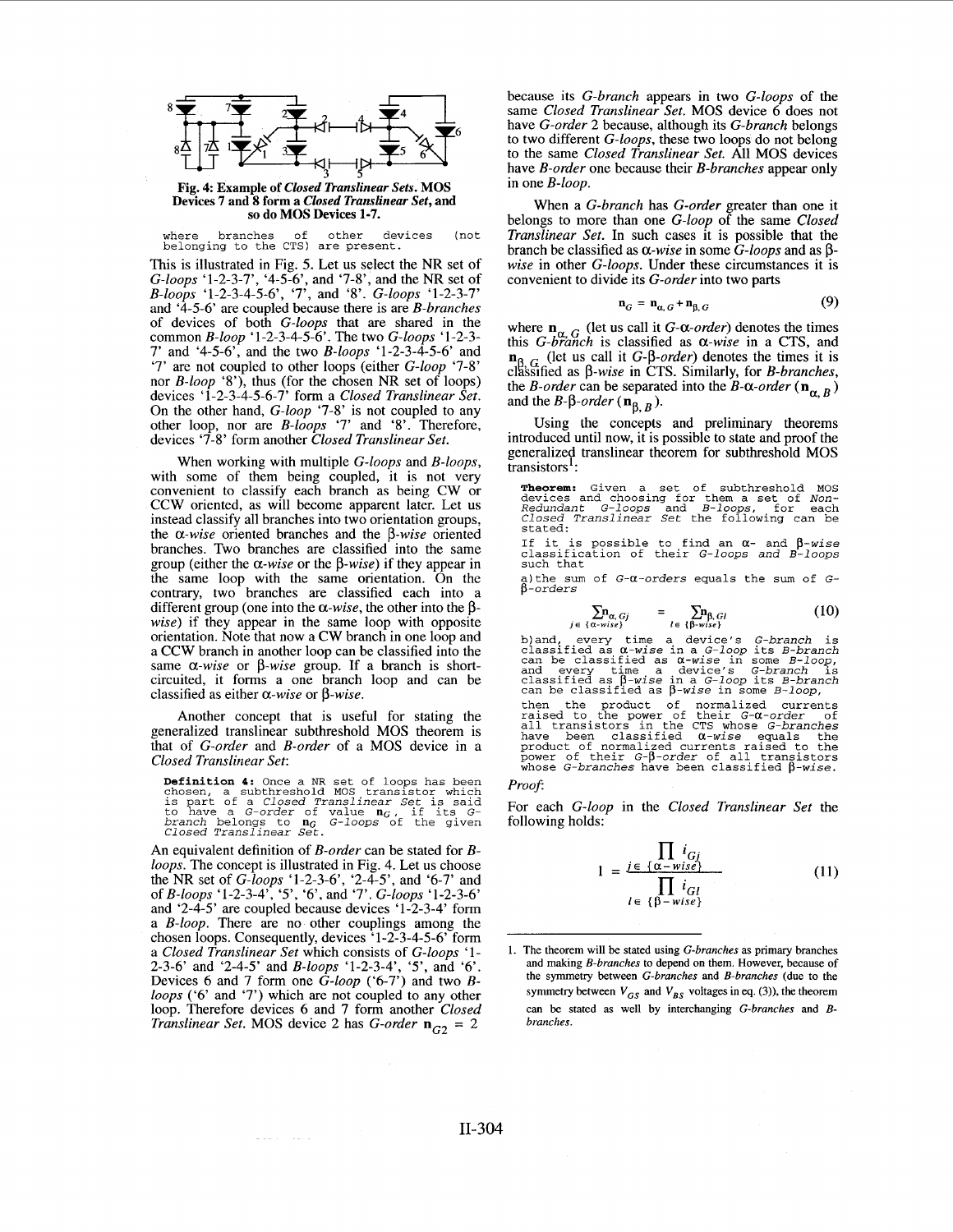**Fig. 4: Example of *Closed Translinear Sets*. MOS Devices 7 and 8 form a *Closed Translinear Set*, and so do MOS Devices 1-7.**

where branches of other devices (not belonging to the CTS) are present.

This is illustrated in Fig. 5. Let us select the NR set of *G-loops* '1-2-3-7', '4-5-6', and '7-8', and the NR set of *B-loops* '1-2-3-4-5-6', '7', and '8'. *G-loops* '1-2-3-7' and '4-5-6' are coupled because there is are *B-branches* of devices of both *G-loops* that are shared in the common *B-loop* '1-2-3-4-5-6'. The two *G-loops* '1-2-3-7' and '4-5-6', and the two *B-loops* '1-2-3-4-5-6' and '7' are not coupled to other loops (either *G-loop* '7-8' nor *B-loop* '8'), thus (for the chosen NR set of loops) devices '1-2-3-4-5-6-7' form a *Closed Translinear Set*. On the other hand, *G-loop* '7-8' is not coupled to any other loop, nor are *B-loops* '7' and '8'. Therefore, devices '7-8' form another *Closed Translinear Set*.

When working with multiple *G-loops* and *B-loops*, with some of them being coupled, it is not very convenient to classify each branch as being CW or CCW oriented, as will become apparent later. Let us instead classify all branches into two orientation groups, the $\alpha$-*wise* oriented branches and the $\beta$-*wise* oriented branches. Two branches are classified into the same group (either the $\alpha$-*wise* or the $\beta$-*wise*) if they appear in the same loop with the same orientation. On the contrary, two branches are classified each into a different group (one into the $\alpha$-*wise*, the other into the $\beta$-*wise*) if they appear in the same loop with opposite orientation. Note that now a CW branch in one loop and a CCW branch in another loop can be classified into the same $\alpha$-*wise* or $\beta$-*wise* group. If a branch is short-circuited, it forms a one branch loop and can be classified as either $\alpha$-*wise* or $\beta$-*wise*.

Another concept that is useful for stating the generalized translinear subthreshold MOS theorem is that of *G-order* and *B-order* of a MOS device in a *Closed Translinear Set*:

**Definition 4:** Once a NR set of loops has been chosen, a subthreshold MOS transistor which is part of a *Closed Translinear Set* is said to have a *G-order* of value $n_G$, if its *G-branch* belongs to $n_G$ *G-loops* of the given *Closed Translinear Set*.

An equivalent definition of *B-order* can be stated for *B-loops*. The concept is illustrated in Fig. 4. Let us choose the NR set of *G-loops* '1-2-3-6', '2-4-5', and '6-7' and of *B-loops* '1-2-3-4', '5', '6', and '7'. *G-loops* '1-2-3-6' and '2-4-5' are coupled because devices '1-2-3-4' form a *B-loop*. There are no other couplings among the chosen loops. Consequently, devices '1-2-3-4-5-6' form a *Closed Translinear Set* which consists of *G-loops* '1-2-3-6', '2-4-5' and '6-7' and *B-loops* '1-2-3-4', '5', and '6'. Devices 6 and 7 form one *G-loop* ('6-7') and two *B-loops* ('6' and '7') which are not coupled to any other loop. Therefore devices 6 and 7 form another *Closed Translinear Set*. MOS device 2 has *G-order* $n_{G2} = 2$ because its *G-branch* appears in two *G-loops* of the same *Closed Translinear Set*. MOS device 6 does not have *G-order* 2 because, although its *G-branch* belongs to two different *G-loops*, these two loops do not belong to the same *Closed Translinear Set*. All MOS devices have *B-order* one because their *B-branches* appear only in one *B-loop*.

When a *G-branch* has *G-order* greater than one it belongs to more than one *G-loop* of the same *Closed Translinear Set*. In such cases it is possible that the branch be classified as $\alpha$-*wise* in some *G-loops* and as $\beta$-*wise* in other *G-loops*. Under these circumstances it is convenient to divide its *G-order* into two parts

$$n_G = n_{\alpha,G} + n_{\beta,G} \tag{9}$$

where $n_{\alpha,G}$ (let us call it *G-$\alpha$-order*) denotes the times this *G-branch* is classified as $\alpha$-*wise* in a CTS, and $n_{\beta,G}$ (let us call it *G-$\beta$-order*) denotes the times it is classified as $\beta$-*wise* in CTS. Similarly, for *B-branches*, the *B-order* can be separated into the *B-$\alpha$-order* ($n_{\alpha,B}$) and the *B-$\beta$-order* ($n_{\beta,B}$).

Using the concepts and preliminary theorems introduced until now, it is possible to state and proof the generalized translinear theorem for subthreshold MOS transistors[1]:

**Theorem:** Given a set of subthreshold MOS devices and choosing for them a set of *Non-Redundant G-loops* and *B-loops*, for each *Closed Translinear Set* the following can be stated:

If it is possible to find an $\alpha$- and $\beta$-*wise* classification of their *G-loops and B-loops* such that

a) the sum of *G-$\alpha$-orders* equals the sum of *G-$\beta$-orders*

$$\sum_{j\in\{\alpha\text{-wise}\}} n_{\alpha,Gj} = \sum_{l\in\{\beta\text{-wise}\}} n_{\beta,Gl} \tag{10}$$

b) and, every time a device's *G-branch* is classified as $\alpha$-*wise* in a *G-loop* its *B-branch* can be classified as $\alpha$-*wise* in some *B-loop*, and every time a device's *G-branch* is classified as $\beta$-*wise* in a *G-loop* its *B-branch* can be classified as $\beta$-*wise* in some *B-loop*,

then the product of normalized currents raised to the power of their *G-$\alpha$-order* of all transistors in the CTS whose *G-branches* have been classified $\alpha$-*wise* equals the product of normalized currents raised to the power of their *G-$\beta$-order* of all transistors whose *G-branches* have been classified $\beta$-*wise*.

*Proof*:

For each *G-loop* in the *Closed Translinear Set* the following holds:

$$1 = \frac{\prod_{j\in\{\alpha-wise\}} i_{Gj}}{\prod_{l\in\{\beta-wise\}} i_{Gl}} \tag{11}$$

---

1. The theorem will be stated using *G-branches* as primary branches and making *B-branches* to depend on them. However, because of the symmetry between *G-branches* and *B-branches* (due to the symmetry between $V_{GS}$ and $V_{BS}$ voltages in eq. (3)), the theorem can be stated as well by interchanging *G-branches* and *B-branches*.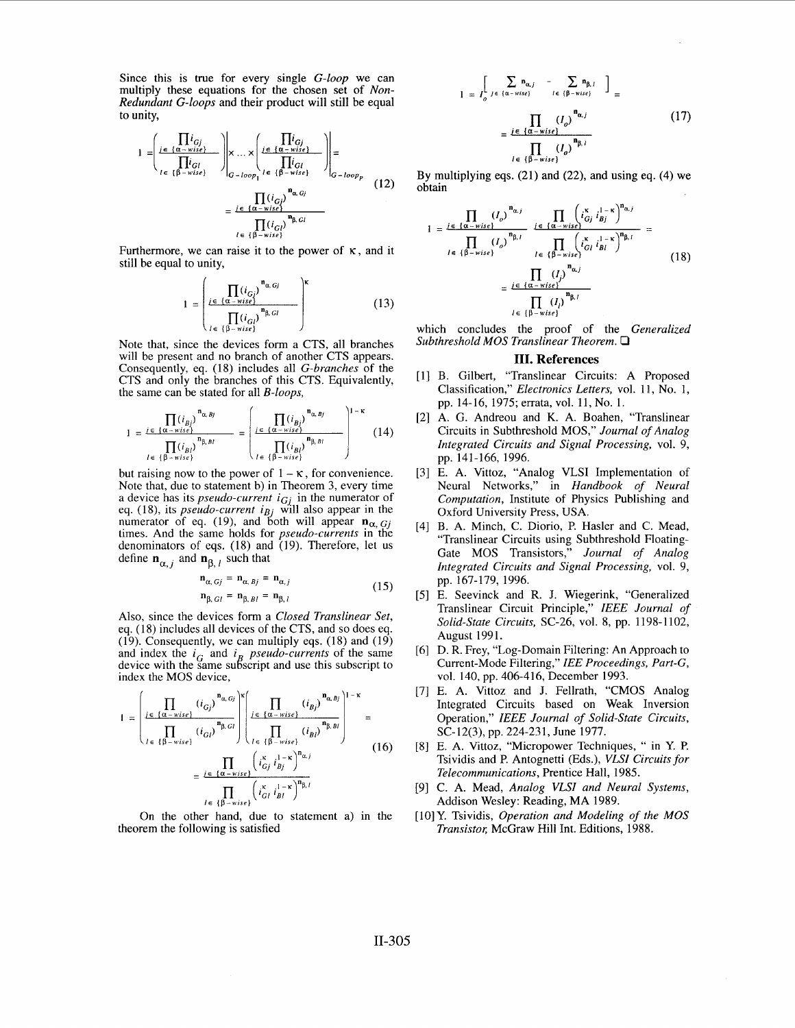Since this is true for every single *G-loop* we can multiply these equations for the chosen set of *Non-Redundant G-loops* and their product will still be equal to unity,

$$1 = \left( \frac{\prod_{j \in \{\alpha - wise\}} i_{Gj}}{\prod_{l \in \{\beta - wise\}} i_{Gl}} \right)\Bigg|_{G-loop_1} \times \ldots \times \left( \frac{\prod_{j \in \{\alpha - wise\}} i_{Gj}}{\prod_{l \in \{\beta - wise\}} i_{Gl}} \right)\Bigg|_{G-loop_P} = \frac{\prod_{j \in \{\alpha - wise\}} (i_{Gj})^{\mathbf{n}_{\alpha, Gj}}}{\prod_{l \in \{\beta - wise\}} (i_{Gl})^{\mathbf{n}_{\beta, Gl}}} \tag{12}$$

Furthermore, we can raise it to the power of $\kappa$, and it still be equal to unity,

$$1 = \left( \frac{\prod_{j \in \{\alpha - wise\}} (i_{Gj})^{\mathbf{n}_{\alpha, Gj}}}{\prod_{l \in \{\beta - wise\}} (i_{Gl})^{\mathbf{n}_{\beta, Gl}}} \right)^{\kappa} \tag{13}$$

Note that, since the devices form a CTS, all branches will be present and no branch of another CTS appears. Consequently, eq. (18) includes all *G-branches* of the CTS and only the branches of this CTS. Equivalently, the same can be stated for all *B-loops*,

$$1 = \frac{\prod_{j \in \{\alpha - wise\}} (i_{Bj})^{\mathbf{n}_{\alpha, Bj}}}{\prod_{l \in \{\beta - wise\}} (i_{Bl})^{\mathbf{n}_{\beta, Bl}}} = \left( \frac{\prod_{j \in \{\alpha - wise\}} (i_{Bj})^{\mathbf{n}_{\alpha, Bj}}}{\prod_{l \in \{\beta - wise\}} (i_{Bl})^{\mathbf{n}_{\beta, Bl}}} \right)^{1-\kappa} \tag{14}$$

but raising now to the power of $1-\kappa$, for convenience. Note that, due to statement b) in Theorem 3, every time a device has its *pseudo-current* $i_{Gj}$ in the numerator of eq. (18), its *pseudo-current* $i_{Bj}$ will also appear in the numerator of eq. (19), and both will appear $\mathbf{n}_{\alpha, Gj}$ times. And the same holds for *pseudo-currents* in the denominators of eqs. (18) and (19). Therefore, let us define $\mathbf{n}_{\alpha, j}$ and $\mathbf{n}_{\beta, l}$ such that

$$\begin{aligned} \mathbf{n}_{\alpha, Gj} &= \mathbf{n}_{\alpha, Bj} = \mathbf{n}_{\alpha, j} \\ \mathbf{n}_{\beta, Gl} &= \mathbf{n}_{\beta, Bl} = \mathbf{n}_{\beta, l} \end{aligned} \tag{15}$$

Also, since the devices form a *Closed Translinear Set*, eq. (18) includes all devices of the CTS, and so does eq. (19). Consequently, we can multiply eqs. (18) and (19) and index the $i_G$ and $i_B$ *pseudo-currents* of the same device with the same subscript and use this subscript to index the MOS device,

$$1 = \left( \frac{\prod_{j \in \{\alpha - wise\}} (i_{Gj})^{\mathbf{n}_{\alpha, Gj}}}{\prod_{l \in \{\beta - wise\}} (i_{Gl})^{\mathbf{n}_{\beta, Gl}}} \right)^{\kappa} \left( \frac{\prod_{j \in \{\alpha - wise\}} (i_{Bj})^{\mathbf{n}_{\alpha, Bj}}}{\prod_{l \in \{\beta - wise\}} (i_{Bl})^{\mathbf{n}_{\beta, Bl}}} \right)^{1-\kappa} = \frac{\prod_{j \in \{\alpha - wise\}} \left( i_{Gj}^{\kappa} i_{Bj}^{1-\kappa} \right)^{\mathbf{n}_{\alpha, j}}}{\prod_{l \in \{\beta - wise\}} \left( i_{Gl}^{\kappa} i_{Bl}^{1-\kappa} \right)^{\mathbf{n}_{\beta, l}}} \tag{16}$$

On the other hand, due to statement a) in the theorem the following is satisfied

$$1 = I_o^{\left[ \sum_{j \in \{\alpha - wise\}} \mathbf{n}_{\alpha, j} - \sum_{l \in \{\beta - wise\}} \mathbf{n}_{\beta, l} \right]} = \frac{\prod_{j \in \{\alpha - wise\}} (I_o)^{\mathbf{n}_{\alpha, j}}}{\prod_{l \in \{\beta - wise\}} (I_o)^{\mathbf{n}_{\beta, l}}} \tag{17}$$

By multiplying eqs. (21) and (22), and using eq. (4) we obtain

$$1 = \frac{\prod_{j \in \{\alpha - wise\}} (I_o)^{\mathbf{n}_{\alpha, j}}}{\prod_{l \in \{\beta - wise\}} (I_o)^{\mathbf{n}_{\beta, l}}} \frac{\prod_{j \in \{\alpha - wise\}} \left( i_{Gj}^{\kappa} i_{Bj}^{1-\kappa} \right)^{\mathbf{n}_{\alpha, j}}}{\prod_{l \in \{\beta - wise\}} \left( i_{Gl}^{\kappa} i_{Bl}^{1-\kappa} \right)^{\mathbf{n}_{\beta, l}}} = \frac{\prod_{j \in \{\alpha - wise\}} (I_j)^{\mathbf{n}_{\alpha, j}}}{\prod_{l \in \{\beta - wise\}} (I_l)^{\mathbf{n}_{\beta, l}}} \tag{18}$$

which concludes the proof of the *Generalized Subthreshold MOS Translinear Theorem.* ❑

## III. References

[1] B. Gilbert, "Translinear Circuits: A Proposed Classification," *Electronics Letters,* vol. 11, No. 1, pp. 14-16, 1975; errata, vol. 11, No. 1.

[2] A. G. Andreou and K. A. Boahen, "Translinear Circuits in Subthreshold MOS," *Journal of Analog Integrated Circuits and Signal Processing,* vol. 9, pp. 141-166, 1996.

[3] E. A. Vittoz, "Analog VLSI Implementation of Neural Networks," in *Handbook of Neural Computation,* Institute of Physics Publishing and Oxford University Press, USA.

[4] B. A. Minch, C. Diorio, P. Hasler and C. Mead, "Translinear Circuits using Subthreshold Floating-Gate MOS Transistors," *Journal of Analog Integrated Circuits and Signal Processing,* vol. 9, pp. 167-179, 1996.

[5] E. Seevinck and R. J. Wiegerink, "Generalized Translinear Circuit Principle," *IEEE Journal of Solid-State Circuits,* SC-26, vol. 8, pp. 1198-1102, August 1991.

[6] D. R. Frey, "Log-Domain Filtering: An Approach to Current-Mode Filtering," *IEE Proceedings, Part-G,* vol. 140, pp. 406-416, December 1993.

[7] E. A. Vittoz and J. Fellrath, "CMOS Analog Integrated Circuits based on Weak Inversion Operation," *IEEE Journal of Solid-State Circuits,* SC-12(3), pp. 224-231, June 1977.

[8] E. A. Vittoz, "Micropower Techniques, " in Y. P. Tsividis and P. Antognetti (Eds.), *VLSI Circuits for Telecommunications,* Prentice Hall, 1985.

[9] C. A. Mead, *Analog VLSI and Neural Systems,* Addison Wesley: Reading, MA 1989.

[10] Y. Tsividis, *Operation and Modeling of the MOS Transistor,* McGraw Hill Int. Editions, 1988.